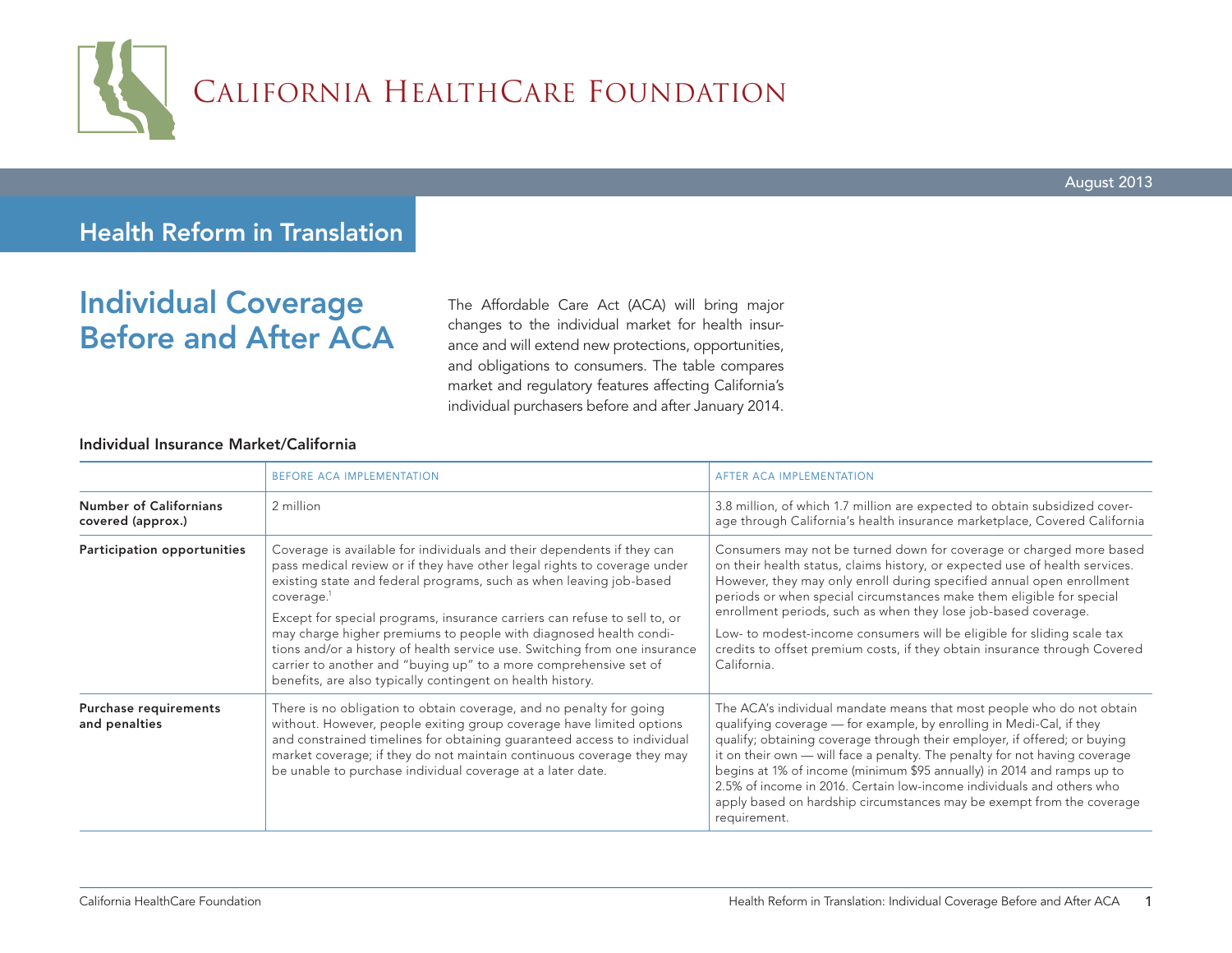# California HealthCare Foundation

August 2013

## Health Reform in Translation

# Individual Coverage Before and After ACA

The Affordable Care Act (ACA) will bring major changes to the individual market for health insurance and will extend new protections, opportunities, and obligations to consumers. The table compares market and regulatory features affecting California's individual purchasers before and after January 2014.

### Individual Insurance Market/California

| | BEFORE ACA IMPLEMENTATION | AFTER ACA IMPLEMENTATION |
|---|---|---|
| **Number of Californians covered (approx.)** | 2 million | 3.8 million, of which 1.7 million are expected to obtain subsidized coverage through California's health insurance marketplace, Covered California |
| **Participation opportunities** | Coverage is available for individuals and their dependents if they can pass medical review or if they have other legal rights to coverage under existing state and federal programs, such as when leaving job-based coverage.[1]<br><br>Except for special programs, insurance carriers can refuse to sell to, or may charge higher premiums to people with diagnosed health conditions and/or a history of health service use. Switching from one insurance carrier to another and "buying up" to a more comprehensive set of benefits, are also typically contingent on health history. | Consumers may not be turned down for coverage or charged more based on their health status, claims history, or expected use of health services. However, they may only enroll during specified annual open enrollment periods or when special circumstances make them eligible for special enrollment periods, such as when they lose job-based coverage.<br><br>Low- to modest-income consumers will be eligible for sliding scale tax credits to offset premium costs, if they obtain insurance through Covered California. |
| **Purchase requirements and penalties** | There is no obligation to obtain coverage, and no penalty for going without. However, people exiting group coverage have limited options and constrained timelines for obtaining guaranteed access to individual market coverage; if they do not maintain continuous coverage they may be unable to purchase individual coverage at a later date. | The ACA's individual mandate means that most people who do not obtain qualifying coverage — for example, by enrolling in Medi-Cal, if they qualify; obtaining coverage through their employer, if offered; or buying it on their own — will face a penalty. The penalty for not having coverage begins at 1% of income (minimum $95 annually) in 2014 and ramps up to 2.5% of income in 2016. Certain low-income individuals and others who apply based on hardship circumstances may be exempt from the coverage requirement. |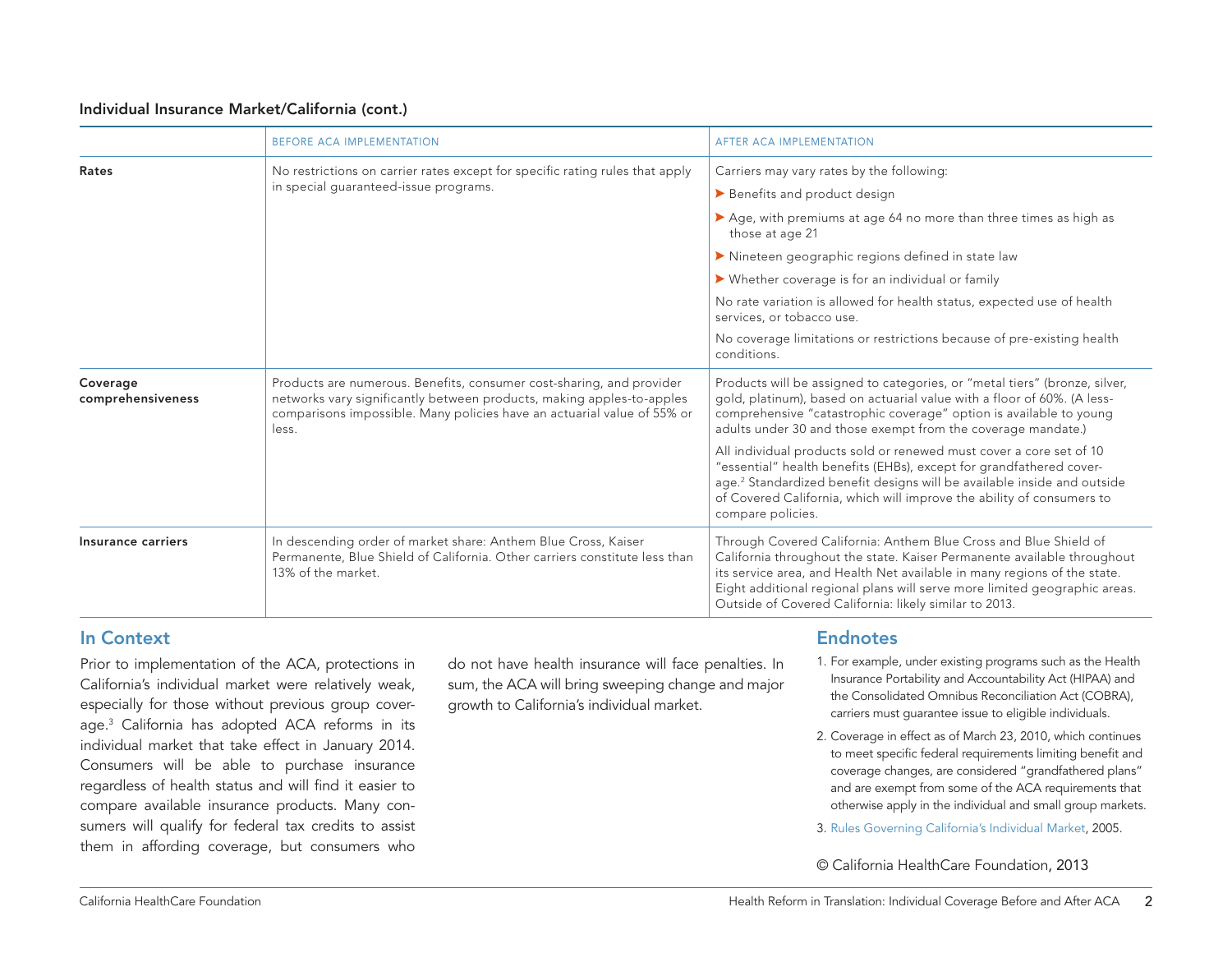### Individual Insurance Market/California (cont.)

| | BEFORE ACA IMPLEMENTATION | AFTER ACA IMPLEMENTATION |
|---|---|---|
| **Rates** | No restrictions on carrier rates except for specific rating rules that apply in special guaranteed-issue programs. | Carriers may vary rates by the following:<br>▶ Benefits and product design<br>▶ Age, with premiums at age 64 no more than three times as high as those at age 21<br>▶ Nineteen geographic regions defined in state law<br>▶ Whether coverage is for an individual or family<br>No rate variation is allowed for health status, expected use of health services, or tobacco use.<br>No coverage limitations or restrictions because of pre-existing health conditions. |
| **Coverage comprehensiveness** | Products are numerous. Benefits, consumer cost-sharing, and provider networks vary significantly between products, making apples-to-apples comparisons impossible. Many policies have an actuarial value of 55% or less. | Products will be assigned to categories, or "metal tiers" (bronze, silver, gold, platinum), based on actuarial value with a floor of 60%. (A less-comprehensive "catastrophic coverage" option is available to young adults under 30 and those exempt from the coverage mandate.)<br>All individual products sold or renewed must cover a core set of 10 "essential" health benefits (EHBs), except for grandfathered coverage.[2] Standardized benefit designs will be available inside and outside of Covered California, which will improve the ability of consumers to compare policies. |
| **Insurance carriers** | In descending order of market share: Anthem Blue Cross, Kaiser Permanente, Blue Shield of California. Other carriers constitute less than 13% of the market. | Through Covered California: Anthem Blue Cross and Blue Shield of California throughout the state. Kaiser Permanente available throughout its service area, and Health Net available in many regions of the state. Eight additional regional plans will serve more limited geographic areas. Outside of Covered California: likely similar to 2013. |

## In Context

Prior to implementation of the ACA, protections in California's individual market were relatively weak, especially for those without previous group coverage.[3] California has adopted ACA reforms in its individual market that take effect in January 2014. Consumers will be able to purchase insurance regardless of health status and will find it easier to compare available insurance products. Many consumers will qualify for federal tax credits to assist them in affording coverage, but consumers who do not have health insurance will face penalties. In sum, the ACA will bring sweeping change and major growth to California's individual market.

## Endnotes

1. For example, under existing programs such as the Health Insurance Portability and Accountability Act (HIPAA) and the Consolidated Omnibus Reconciliation Act (COBRA), carriers must guarantee issue to eligible individuals.
2. Coverage in effect as of March 23, 2010, which continues to meet specific federal requirements limiting benefit and coverage changes, are considered "grandfathered plans" and are exempt from some of the ACA requirements that otherwise apply in the individual and small group markets.
3. Rules Governing California's Individual Market, 2005.

© California HealthCare Foundation, 2013